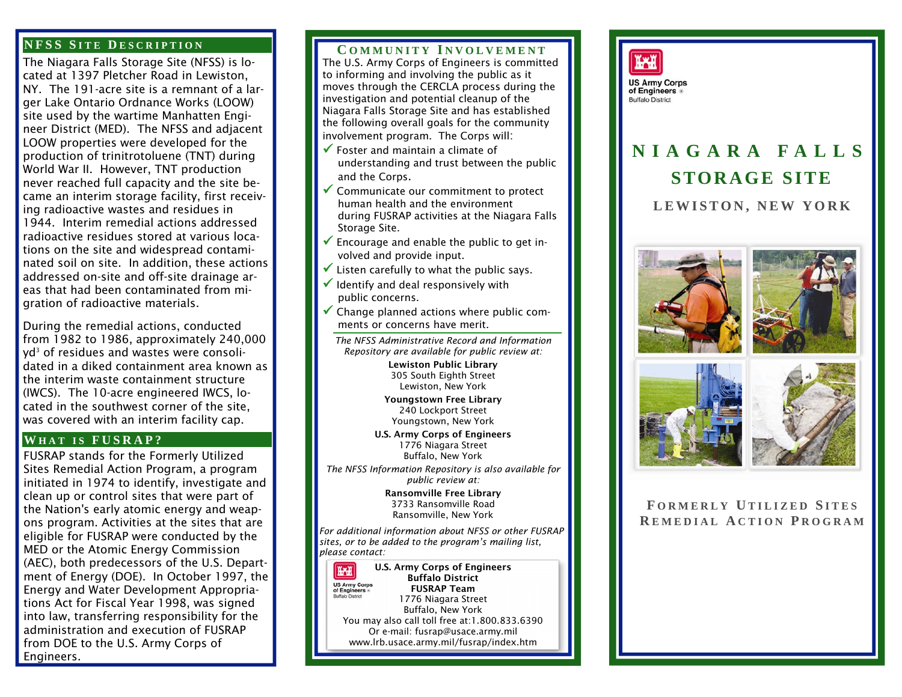## NFSS Site Description

The Niagara Falls Storage Site (NFSS) is located at 1397 Pletcher Road in Lewiston, NY. The 191-acre site is a remnant of a larger Lake Ontario Ordnance Works (LOOW) site used by the wartime Manhatten Engineer District (MED). The NFSS and adjacent LOOW properties were developed for the production of trinitrotoluene (TNT) during World War II. However, TNT production never reached full capacity and the site became an interim storage facility, first receiving radioactive wastes and residues in 1944. Interim remedial actions addressed radioactive residues stored at various locations on the site and widespread contaminated soil on site. In addition, these actions addressed on-site and off-site drainage areas that had been contaminated from migration of radioactive materials.

During the remedial actions, conducted from 1982 to 1986, approximately 240,000 $yd^3$ of residues and wastes were consolidated in a diked containment area known as the interim waste containment structure (IWCS). The 10-acre engineered IWCS, located in the southwest corner of the site, was covered with an interim facility cap.

## What is FUSRAP?

FUSRAP stands for the Formerly Utilized Sites Remedial Action Program, a program initiated in 1974 to identify, investigate and clean up or control sites that were part of the Nation's early atomic energy and weapons program. Activities at the sites that are eligible for FUSRAP were conducted by the MED or the Atomic Energy Commission (AEC), both predecessors of the U.S. Department of Energy (DOE). In October 1997, the Energy and Water Development Appropriations Act for Fiscal Year 1998, was signed into law, transferring responsibility for the administration and execution of FUSRAP from DOE to the U.S. Army Corps of Engineers.

## Community Involvement

The U.S. Army Corps of Engineers is committed to informing and involving the public as it moves through the CERCLA process during the investigation and potential cleanup of the Niagara Falls Storage Site and has established the following overall goals for the community involvement program. The Corps will:

- ✓ Foster and maintain a climate of understanding and trust between the public and the Corps.
- ✓ Communicate our commitment to protect human health and the environment during FUSRAP activities at the Niagara Falls Storage Site.
- ✓ Encourage and enable the public to get involved and provide input.
- ✓ Listen carefully to what the public says.
- ✓ Identify and deal responsively with public concerns.
- ✓ Change planned actions where public comments or concerns have merit.

*The NFSS Administrative Record and Information Repository are available for public review at:*

**Lewiston Public Library**
305 South Eighth Street
Lewiston, New York

**Youngstown Free Library**
240 Lockport Street
Youngstown, New York

**U.S. Army Corps of Engineers**
1776 Niagara Street
Buffalo, New York

*The NFSS Information Repository is also available for public review at:*

**Ransomville Free Library**
3733 Ransomville Road
Ransomville, New York

*For additional information about NFSS or other FUSRAP sites, or to be added to the program's mailing list, please contact:*

US Army Corps of Engineers
Buffalo District

**U.S. Army Corps of Engineers**
**Buffalo District**
**FUSRAP Team**
1776 Niagara Street
Buffalo, New York
You may also call toll free at:1.800.833.6390
Or e-mail: fusrap@usace.army.mil
www.lrb.usace.army.mil/fusrap/index.htm

US Army Corps of Engineers
Buffalo District

# Niagara Falls Storage Site

### Lewiston, New York

## Formerly Utilized Sites Remedial Action Program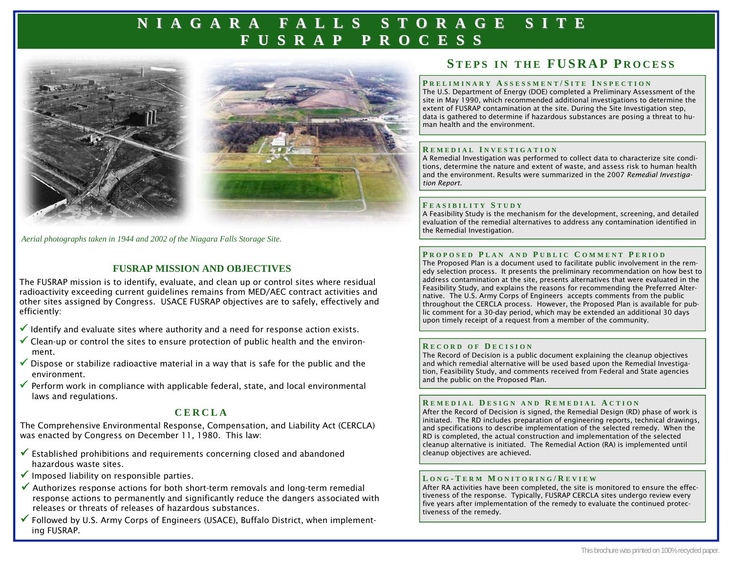# NIAGARA FALLS STORAGE SITE FUSRAP PROCESS

*Aerial photographs taken in 1944 and 2002 of the Niagara Falls Storage Site.*

## FUSRAP MISSION AND OBJECTIVES

The FUSRAP mission is to identify, evaluate, and clean up or control sites where residual radioactivity exceeding current guidelines remains from MED/AEC contract activities and other sites assigned by Congress. USACE FUSRAP objectives are to safely, effectively and efficiently:

- ✓ Identify and evaluate sites where authority and a need for response action exists.
- ✓ Clean-up or control the sites to ensure protection of public health and the environment.
- ✓ Dispose or stabilize radioactive material in a way that is safe for the public and the environment.
- ✓ Perform work in compliance with applicable federal, state, and local environmental laws and regulations.

## CERCLA

The Comprehensive Environmental Response, Compensation, and Liability Act (CERCLA) was enacted by Congress on December 11, 1980. This law:

- ✓ Established prohibitions and requirements concerning closed and abandoned hazardous waste sites.
- ✓ Imposed liability on responsible parties.
- ✓ Authorizes response actions for both short-term removals and long-term remedial response actions to permanently and significantly reduce the dangers associated with releases or threats of releases of hazardous substances.
- ✓ Followed by U.S. Army Corps of Engineers (USACE), Buffalo District, when implementing FUSRAP.

## STEPS IN THE FUSRAP PROCESS

### PRELIMINARY ASSESSMENT/SITE INSPECTION

The U.S. Department of Energy (DOE) completed a Preliminary Assessment of the site in May 1990, which recommended additional investigations to determine the extent of FUSRAP contamination at the site. During the Site Investigation step, data is gathered to determine if hazardous substances are posing a threat to human health and the environment.

### REMEDIAL INVESTIGATION

A Remedial Investigation was performed to collect data to characterize site conditions, determine the nature and extent of waste, and assess risk to human health and the environment. Results were summarized in the 2007 *Remedial Investigation Report.*

### FEASIBILITY STUDY

A Feasibility Study is the mechanism for the development, screening, and detailed evaluation of the remedial alternatives to address any contamination identified in the Remedial Investigation.

### PROPOSED PLAN AND PUBLIC COMMENT PERIOD

The Proposed Plan is a document used to facilitate public involvement in the remedy selection process. It presents the preliminary recommendation on how best to address contamination at the site, presents alternatives that were evaluated in the Feasibility Study, and explains the reasons for recommending the Preferred Alternative. The U.S. Army Corps of Engineers accepts comments from the public throughout the CERCLA process. However, the Proposed Plan is available for public comment for a 30-day period, which may be extended an additional 30 days upon timely receipt of a request from a member of the community.

### RECORD OF DECISION

The Record of Decision is a public document explaining the cleanup objectives and which remedial alternative will be used based upon the Remedial Investigation, Feasibility Study, and comments received from Federal and State agencies and the public on the Proposed Plan.

### REMEDIAL DESIGN AND REMEDIAL ACTION

After the Record of Decision is signed, the Remedial Design (RD) phase of work is initiated. The RD includes preparation of engineering reports, technical drawings, and specifications to describe implementation of the selected remedy. When the RD is completed, the actual construction and implementation of the selected cleanup alternative is initiated. The Remedial Action (RA) is implemented until cleanup objectives are achieved.

### LONG-TERM MONITORING/REVIEW

After RA activities have been completed, the site is monitored to ensure the effectiveness of the response. Typically, FUSRAP CERCLA sites undergo review every five years after implementation of the remedy to evaluate the continued protectiveness of the remedy.

This brochure was printed on 100% recycled paper.